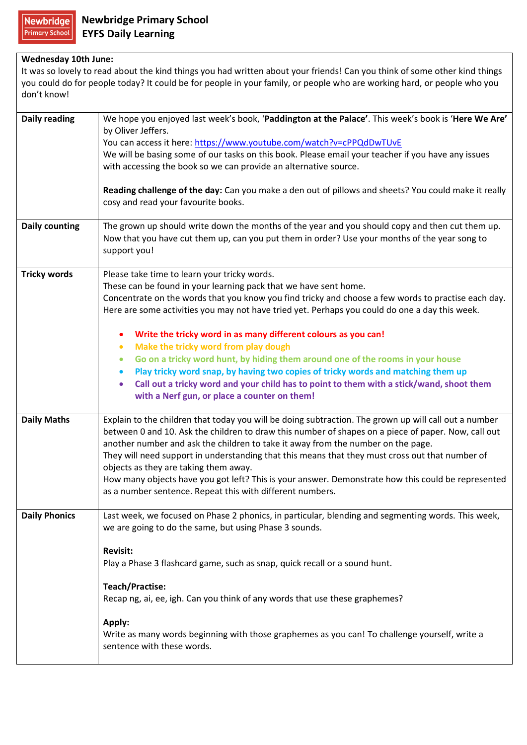# Newbridge Primary School
## EYFS Daily Learning

**Wednesday 10th June:**
It was so lovely to read about the kind things you had written about your friends! Can you think of some other kind things you could do for people today? It could be for people in your family, or people who are working hard, or people who you don't know!

| | |
|---|---|
| **Daily reading** | We hope you enjoyed last week's book, '**Paddington at the Palace**'. This week's book is '**Here We Are**' by Oliver Jeffers.<br>You can access it here: https://www.youtube.com/watch?v=cPPQdDwTUvE<br>We will be basing some of our tasks on this book. Please email your teacher if you have any issues with accessing the book so we can provide an alternative source.<br><br>**Reading challenge of the day:** Can you make a den out of pillows and sheets? You could make it really cosy and read your favourite books. |
| **Daily counting** | The grown up should write down the months of the year and you should copy and then cut them up. Now that you have cut them up, can you put them in order? Use your months of the year song to support you! |
| **Tricky words** | Please take time to learn your tricky words.<br>These can be found in your learning pack that we have sent home.<br>Concentrate on the words that you know you find tricky and choose a few words to practise each day. Here are some activities you may not have tried yet. Perhaps you could do one a day this week.<br><br>• **Write the tricky word in as many different colours as you can!**<br>• **Make the tricky word from play dough**<br>• **Go on a tricky word hunt, by hiding them around one of the rooms in your house**<br>• **Play tricky word snap, by having two copies of tricky words and matching them up**<br>• **Call out a tricky word and your child has to point to them with a stick/wand, shoot them with a Nerf gun, or place a counter on them!** |
| **Daily Maths** | Explain to the children that today you will be doing subtraction. The grown up will call out a number between 0 and 10. Ask the children to draw this number of shapes on a piece of paper. Now, call out another number and ask the children to take it away from the number on the page.<br>They will need support in understanding that this means that they must cross out that number of objects as they are taking them away.<br>How many objects have you got left? This is your answer. Demonstrate how this could be represented as a number sentence. Repeat this with different numbers. |
| **Daily Phonics** | Last week, we focused on Phase 2 phonics, in particular, blending and segmenting words. This week, we are going to do the same, but using Phase 3 sounds.<br><br>**Revisit:**<br>Play a Phase 3 flashcard game, such as snap, quick recall or a sound hunt.<br><br>**Teach/Practise:**<br>Recap ng, ai, ee, igh. Can you think of any words that use these graphemes?<br><br>**Apply:**<br>Write as many words beginning with those graphemes as you can! To challenge yourself, write a sentence with these words. |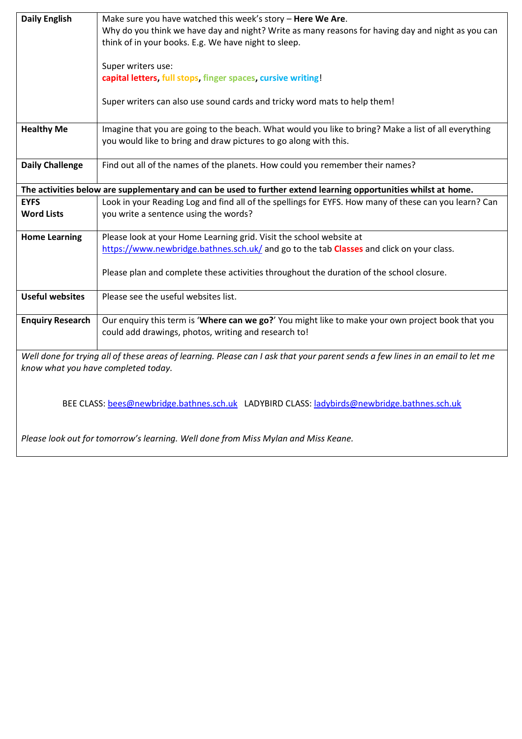| | |
|---|---|
| **Daily English** | Make sure you have watched this week's story – **Here We Are**.<br>Why do you think we have day and night? Write as many reasons for having day and night as you can think of in your books. E.g. We have night to sleep.<br><br>Super writers use:<br>**capital letters**, **full stops**, **finger spaces**, **cursive writing**!<br><br>Super writers can also use sound cards and tricky word mats to help them! |
| **Healthy Me** | Imagine that you are going to the beach. What would you like to bring? Make a list of all everything you would like to bring and draw pictures to go along with this. |
| **Daily Challenge** | Find out all of the names of the planets. How could you remember their names? |
| **The activities below are supplementary and can be used to further extend learning opportunities whilst at home.** | |
| **EYFS Word Lists** | Look in your Reading Log and find all of the spellings for EYFS. How many of these can you learn? Can you write a sentence using the words? |
| **Home Learning** | Please look at your Home Learning grid. Visit the school website at https://www.newbridge.bathnes.sch.uk/ and go to the tab **Classes** and click on your class.<br><br>Please plan and complete these activities throughout the duration of the school closure. |
| **Useful websites** | Please see the useful websites list. |
| **Enquiry Research** | Our enquiry this term is '**Where can we go?**' You might like to make your own project book that you could add drawings, photos, writing and research to! |

*Well done for trying all of these areas of learning. Please can I ask that your parent sends a few lines in an email to let me know what you have completed today.*

BEE CLASS: bees@newbridge.bathnes.sch.uk LADYBIRD CLASS: ladybirds@newbridge.bathnes.sch.uk

*Please look out for tomorrow's learning. Well done from Miss Mylan and Miss Keane.*